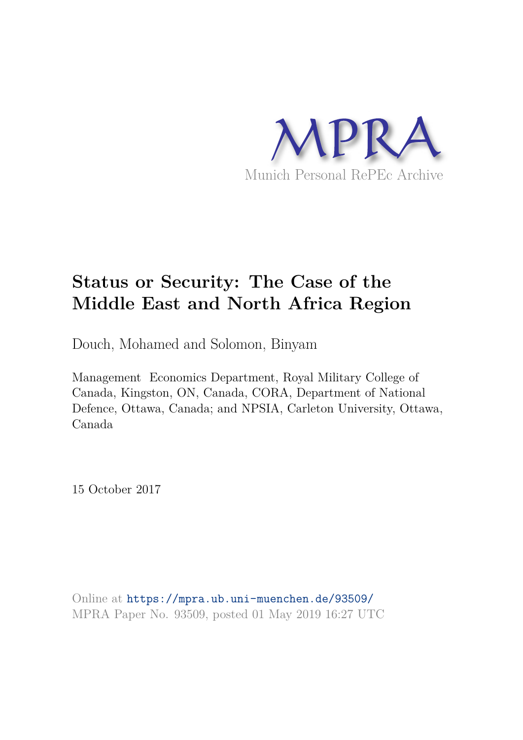# MPRA

Munich Personal RePEc Archive

# Status or Security: The Case of the Middle East and North Africa Region

Douch, Mohamed and Solomon, Binyam

Management Economics Department, Royal Military College of Canada, Kingston, ON, Canada, CORA, Department of National Defence, Ottawa, Canada; and NPSIA, Carleton University, Ottawa, Canada

15 October 2017

Online at https://mpra.ub.uni-muenchen.de/93509/
MPRA Paper No. 93509, posted 01 May 2019 16:27 UTC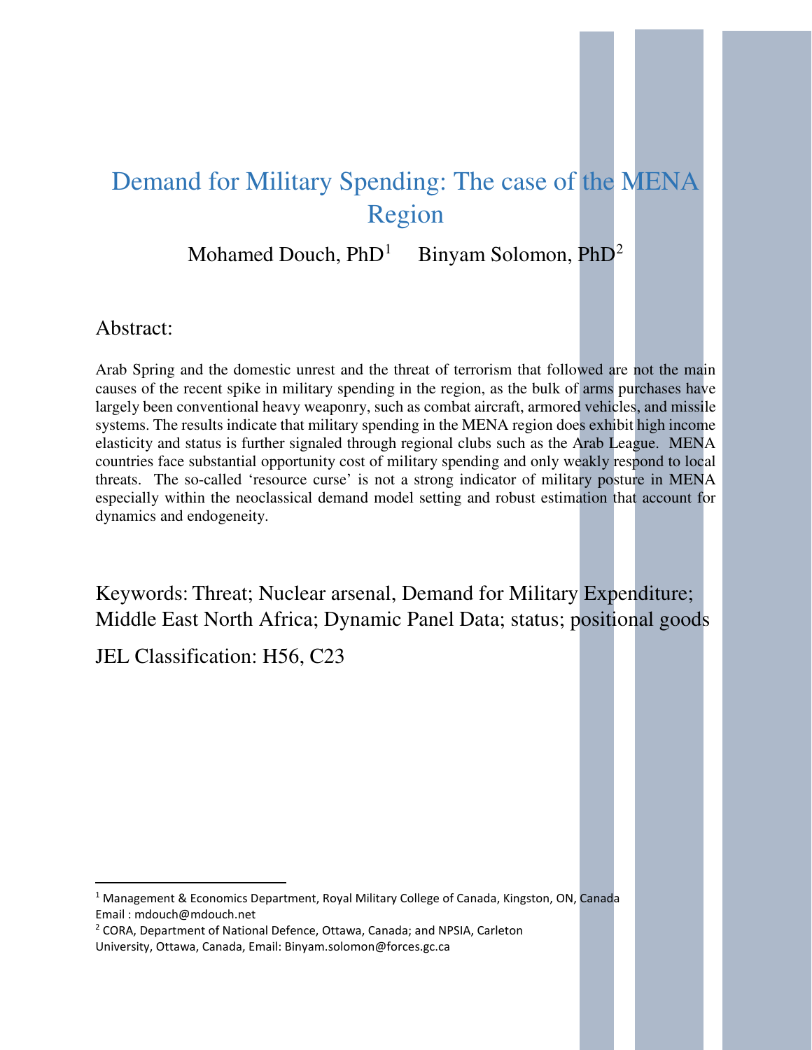# Demand for Military Spending: The case of the MENA Region

Mohamed Douch, PhD[1] Binyam Solomon, PhD[2]

## Abstract:

Arab Spring and the domestic unrest and the threat of terrorism that followed are not the main causes of the recent spike in military spending in the region, as the bulk of arms purchases have largely been conventional heavy weaponry, such as combat aircraft, armored vehicles, and missile systems. The results indicate that military spending in the MENA region does exhibit high income elasticity and status is further signaled through regional clubs such as the Arab League. MENA countries face substantial opportunity cost of military spending and only weakly respond to local threats. The so-called 'resource curse' is not a strong indicator of military posture in MENA especially within the neoclassical demand model setting and robust estimation that account for dynamics and endogeneity.

Keywords: Threat; Nuclear arsenal, Demand for Military Expenditure; Middle East North Africa; Dynamic Panel Data; status; positional goods

JEL Classification: H56, C23

---

[1] Management & Economics Department, Royal Military College of Canada, Kingston, ON, Canada Email : mdouch@mdouch.net

[2] CORA, Department of National Defence, Ottawa, Canada; and NPSIA, Carleton University, Ottawa, Canada, Email: Binyam.solomon@forces.gc.ca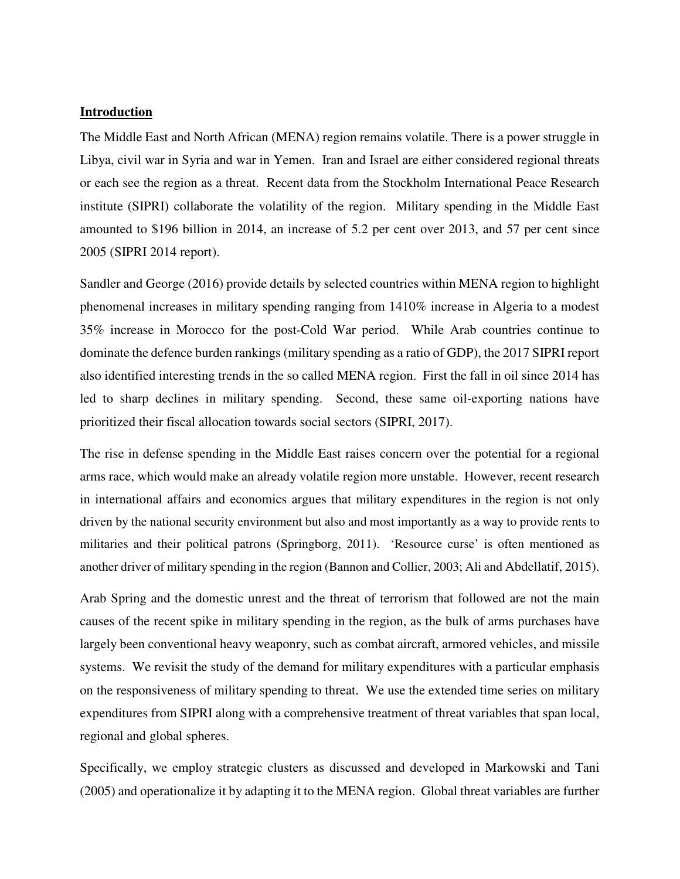**Introduction**

The Middle East and North African (MENA) region remains volatile. There is a power struggle in Libya, civil war in Syria and war in Yemen. Iran and Israel are either considered regional threats or each see the region as a threat. Recent data from the Stockholm International Peace Research institute (SIPRI) collaborate the volatility of the region. Military spending in the Middle East amounted to $196 billion in 2014, an increase of 5.2 per cent over 2013, and 57 per cent since 2005 (SIPRI 2014 report).

Sandler and George (2016) provide details by selected countries within MENA region to highlight phenomenal increases in military spending ranging from 1410% increase in Algeria to a modest 35% increase in Morocco for the post-Cold War period. While Arab countries continue to dominate the defence burden rankings (military spending as a ratio of GDP), the 2017 SIPRI report also identified interesting trends in the so called MENA region. First the fall in oil since 2014 has led to sharp declines in military spending. Second, these same oil-exporting nations have prioritized their fiscal allocation towards social sectors (SIPRI, 2017).

The rise in defense spending in the Middle East raises concern over the potential for a regional arms race, which would make an already volatile region more unstable. However, recent research in international affairs and economics argues that military expenditures in the region is not only driven by the national security environment but also and most importantly as a way to provide rents to militaries and their political patrons (Springborg, 2011). 'Resource curse' is often mentioned as another driver of military spending in the region (Bannon and Collier, 2003; Ali and Abdellatif, 2015).

Arab Spring and the domestic unrest and the threat of terrorism that followed are not the main causes of the recent spike in military spending in the region, as the bulk of arms purchases have largely been conventional heavy weaponry, such as combat aircraft, armored vehicles, and missile systems. We revisit the study of the demand for military expenditures with a particular emphasis on the responsiveness of military spending to threat. We use the extended time series on military expenditures from SIPRI along with a comprehensive treatment of threat variables that span local, regional and global spheres.

Specifically, we employ strategic clusters as discussed and developed in Markowski and Tani (2005) and operationalize it by adapting it to the MENA region. Global threat variables are further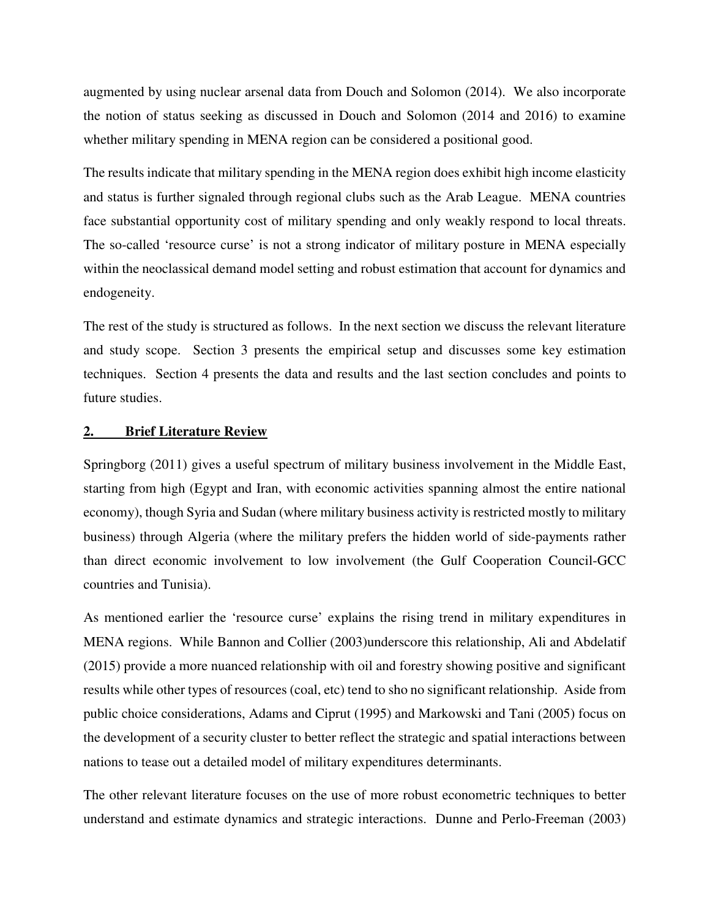augmented by using nuclear arsenal data from Douch and Solomon (2014). We also incorporate the notion of status seeking as discussed in Douch and Solomon (2014 and 2016) to examine whether military spending in MENA region can be considered a positional good.

The results indicate that military spending in the MENA region does exhibit high income elasticity and status is further signaled through regional clubs such as the Arab League. MENA countries face substantial opportunity cost of military spending and only weakly respond to local threats. The so-called 'resource curse' is not a strong indicator of military posture in MENA especially within the neoclassical demand model setting and robust estimation that account for dynamics and endogeneity.

The rest of the study is structured as follows. In the next section we discuss the relevant literature and study scope. Section 3 presents the empirical setup and discusses some key estimation techniques. Section 4 presents the data and results and the last section concludes and points to future studies.

## 2. Brief Literature Review

Springborg (2011) gives a useful spectrum of military business involvement in the Middle East, starting from high (Egypt and Iran, with economic activities spanning almost the entire national economy), though Syria and Sudan (where military business activity is restricted mostly to military business) through Algeria (where the military prefers the hidden world of side-payments rather than direct economic involvement to low involvement (the Gulf Cooperation Council-GCC countries and Tunisia).

As mentioned earlier the 'resource curse' explains the rising trend in military expenditures in MENA regions. While Bannon and Collier (2003)underscore this relationship, Ali and Abdelatif (2015) provide a more nuanced relationship with oil and forestry showing positive and significant results while other types of resources (coal, etc) tend to sho no significant relationship. Aside from public choice considerations, Adams and Ciprut (1995) and Markowski and Tani (2005) focus on the development of a security cluster to better reflect the strategic and spatial interactions between nations to tease out a detailed model of military expenditures determinants.

The other relevant literature focuses on the use of more robust econometric techniques to better understand and estimate dynamics and strategic interactions. Dunne and Perlo-Freeman (2003)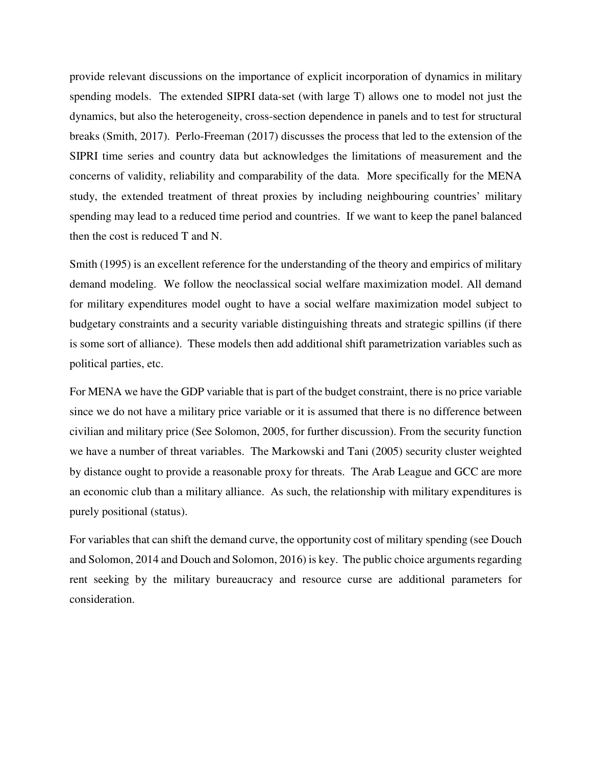provide relevant discussions on the importance of explicit incorporation of dynamics in military spending models. The extended SIPRI data-set (with large T) allows one to model not just the dynamics, but also the heterogeneity, cross-section dependence in panels and to test for structural breaks (Smith, 2017). Perlo-Freeman (2017) discusses the process that led to the extension of the SIPRI time series and country data but acknowledges the limitations of measurement and the concerns of validity, reliability and comparability of the data. More specifically for the MENA study, the extended treatment of threat proxies by including neighbouring countries' military spending may lead to a reduced time period and countries. If we want to keep the panel balanced then the cost is reduced T and N.

Smith (1995) is an excellent reference for the understanding of the theory and empirics of military demand modeling. We follow the neoclassical social welfare maximization model. All demand for military expenditures model ought to have a social welfare maximization model subject to budgetary constraints and a security variable distinguishing threats and strategic spillins (if there is some sort of alliance). These models then add additional shift parametrization variables such as political parties, etc.

For MENA we have the GDP variable that is part of the budget constraint, there is no price variable since we do not have a military price variable or it is assumed that there is no difference between civilian and military price (See Solomon, 2005, for further discussion). From the security function we have a number of threat variables. The Markowski and Tani (2005) security cluster weighted by distance ought to provide a reasonable proxy for threats. The Arab League and GCC are more an economic club than a military alliance. As such, the relationship with military expenditures is purely positional (status).

For variables that can shift the demand curve, the opportunity cost of military spending (see Douch and Solomon, 2014 and Douch and Solomon, 2016) is key. The public choice arguments regarding rent seeking by the military bureaucracy and resource curse are additional parameters for consideration.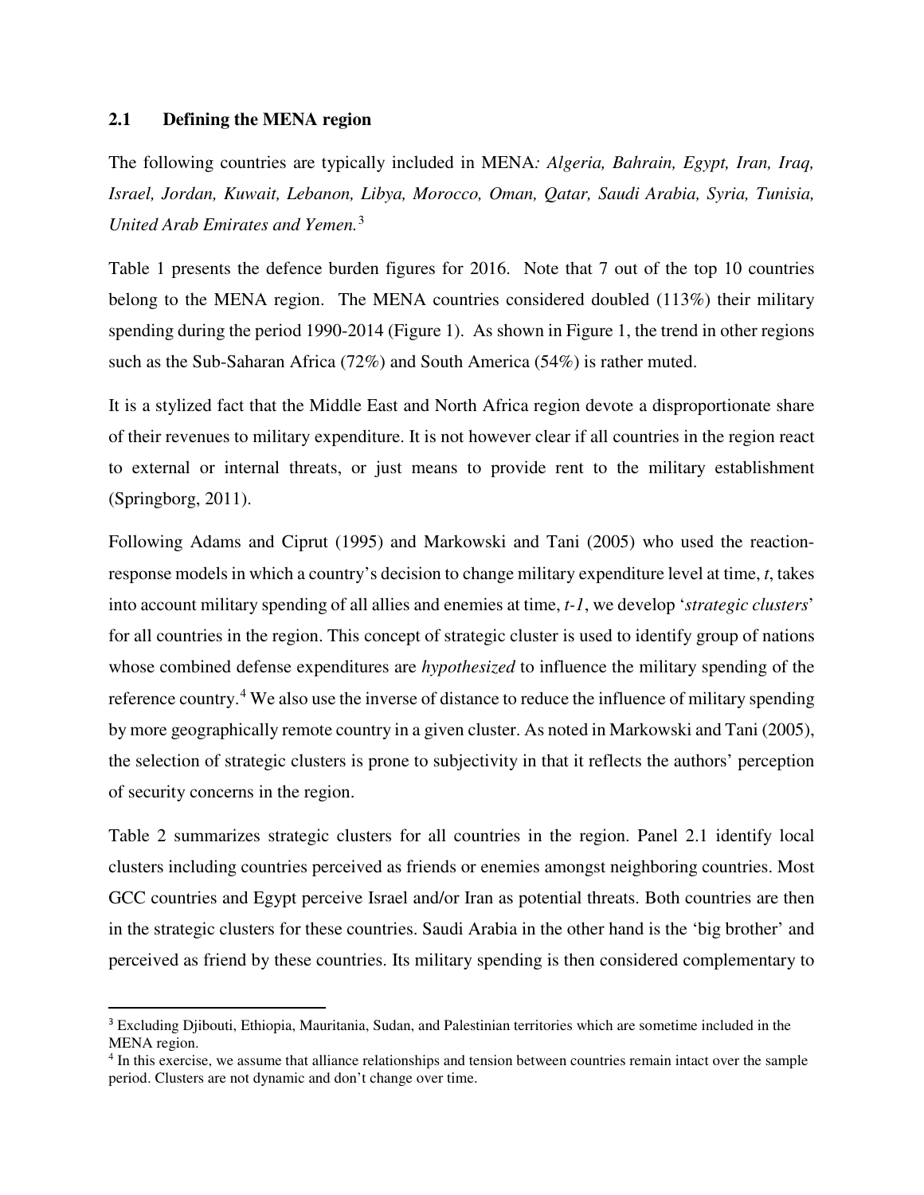### 2.1 Defining the MENA region

The following countries are typically included in MENA*: Algeria, Bahrain, Egypt, Iran, Iraq, Israel, Jordan, Kuwait, Lebanon, Libya, Morocco, Oman, Qatar, Saudi Arabia, Syria, Tunisia, United Arab Emirates and Yemen.*[3]

Table 1 presents the defence burden figures for 2016. Note that 7 out of the top 10 countries belong to the MENA region. The MENA countries considered doubled (113%) their military spending during the period 1990-2014 (Figure 1). As shown in Figure 1, the trend in other regions such as the Sub-Saharan Africa (72%) and South America (54%) is rather muted.

It is a stylized fact that the Middle East and North Africa region devote a disproportionate share of their revenues to military expenditure. It is not however clear if all countries in the region react to external or internal threats, or just means to provide rent to the military establishment (Springborg, 2011).

Following Adams and Ciprut (1995) and Markowski and Tani (2005) who used the reaction-response models in which a country's decision to change military expenditure level at time, *t*, takes into account military spending of all allies and enemies at time, *t-1*, we develop '*strategic clusters*' for all countries in the region. This concept of strategic cluster is used to identify group of nations whose combined defense expenditures are *hypothesized* to influence the military spending of the reference country.[4] We also use the inverse of distance to reduce the influence of military spending by more geographically remote country in a given cluster. As noted in Markowski and Tani (2005), the selection of strategic clusters is prone to subjectivity in that it reflects the authors' perception of security concerns in the region.

Table 2 summarizes strategic clusters for all countries in the region. Panel 2.1 identify local clusters including countries perceived as friends or enemies amongst neighboring countries. Most GCC countries and Egypt perceive Israel and/or Iran as potential threats. Both countries are then in the strategic clusters for these countries. Saudi Arabia in the other hand is the 'big brother' and perceived as friend by these countries. Its military spending is then considered complementary to

---

[3] Excluding Djibouti, Ethiopia, Mauritania, Sudan, and Palestinian territories which are sometime included in the MENA region.

[4] In this exercise, we assume that alliance relationships and tension between countries remain intact over the sample period. Clusters are not dynamic and don't change over time.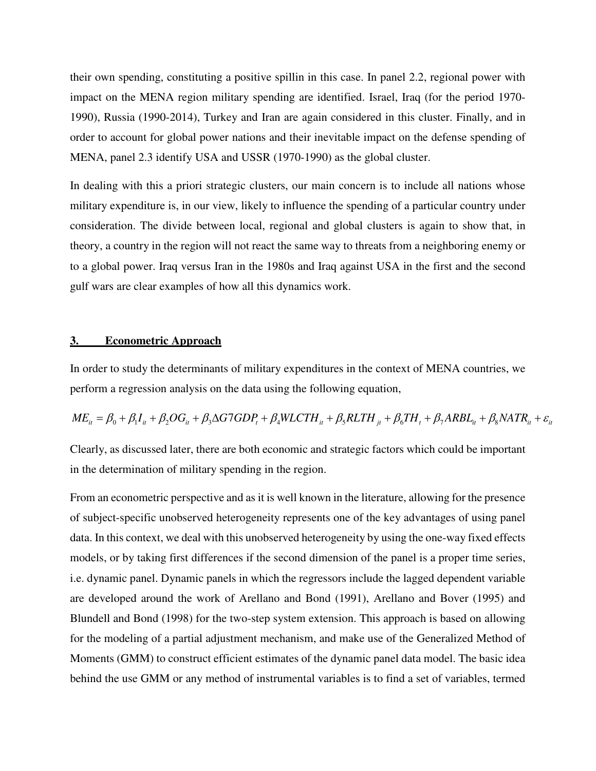their own spending, constituting a positive spillin in this case. In panel 2.2, regional power with impact on the MENA region military spending are identified. Israel, Iraq (for the period 1970-1990), Russia (1990-2014), Turkey and Iran are again considered in this cluster. Finally, and in order to account for global power nations and their inevitable impact on the defense spending of MENA, panel 2.3 identify USA and USSR (1970-1990) as the global cluster.

In dealing with this a priori strategic clusters, our main concern is to include all nations whose military expenditure is, in our view, likely to influence the spending of a particular country under consideration. The divide between local, regional and global clusters is again to show that, in theory, a country in the region will not react the same way to threats from a neighboring enemy or to a global power. Iraq versus Iran in the 1980s and Iraq against USA in the first and the second gulf wars are clear examples of how all this dynamics work.

## 3. Econometric Approach

In order to study the determinants of military expenditures in the context of MENA countries, we perform a regression analysis on the data using the following equation,

$$ME_{it} = \beta_0 + \beta_1 I_{it} + \beta_2 OG_{it} + \beta_3 \Delta G7GDP_t + \beta_4 WLCTH_{it} + \beta_5 RLTH_{jt} + \beta_6 TH_t + \beta_7 ARBL_{it} + \beta_8 NATR_{it} + \varepsilon_{it}$$

Clearly, as discussed later, there are both economic and strategic factors which could be important in the determination of military spending in the region.

From an econometric perspective and as it is well known in the literature, allowing for the presence of subject-specific unobserved heterogeneity represents one of the key advantages of using panel data. In this context, we deal with this unobserved heterogeneity by using the one-way fixed effects models, or by taking first differences if the second dimension of the panel is a proper time series, i.e. dynamic panel. Dynamic panels in which the regressors include the lagged dependent variable are developed around the work of Arellano and Bond (1991), Arellano and Bover (1995) and Blundell and Bond (1998) for the two-step system extension. This approach is based on allowing for the modeling of a partial adjustment mechanism, and make use of the Generalized Method of Moments (GMM) to construct efficient estimates of the dynamic panel data model. The basic idea behind the use GMM or any method of instrumental variables is to find a set of variables, termed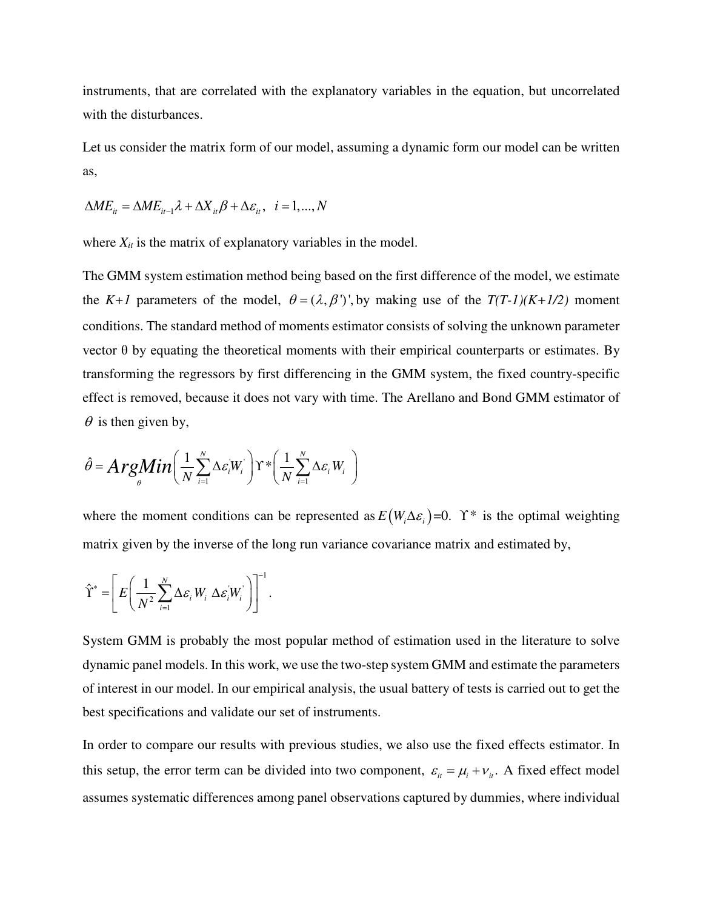instruments, that are correlated with the explanatory variables in the equation, but uncorrelated with the disturbances.

Let us consider the matrix form of our model, assuming a dynamic form our model can be written as,

$$\Delta ME_{it} = \Delta ME_{it-1}\lambda + \Delta X_{it}\beta + \Delta\varepsilon_{it}, \quad i = 1,...,N$$

where $X_{it}$ is the matrix of explanatory variables in the model.

The GMM system estimation method being based on the first difference of the model, we estimate the *K+1* parameters of the model, $\theta = (\lambda, \beta')'$, by making use of the *T(T-1)(K+1/2)* moment conditions. The standard method of moments estimator consists of solving the unknown parameter vector θ by equating the theoretical moments with their empirical counterparts or estimates. By transforming the regressors by first differencing in the GMM system, the fixed country-specific effect is removed, because it does not vary with time. The Arellano and Bond GMM estimator of $\theta$ is then given by,

$$\hat{\theta} = \underset{\theta}{ArgMin}\left(\frac{1}{N}\sum_{i=1}^{N}\Delta\varepsilon_i^{'}W_i^{'}\right)\Upsilon^*\left(\frac{1}{N}\sum_{i=1}^{N}\Delta\varepsilon_i W_i\right)$$

where the moment conditions can be represented as $E\left(W_i\Delta\varepsilon_i\right)$=0. $\Upsilon^*$ is the optimal weighting matrix given by the inverse of the long run variance covariance matrix and estimated by,

$$\hat{\Upsilon}^* = \left[E\left(\frac{1}{N^2}\sum_{i=1}^{N}\Delta\varepsilon_i W_i\ \Delta\varepsilon_i^{'}W_i^{'}\right)\right]^{-1}.$$

System GMM is probably the most popular method of estimation used in the literature to solve dynamic panel models. In this work, we use the two-step system GMM and estimate the parameters of interest in our model. In our empirical analysis, the usual battery of tests is carried out to get the best specifications and validate our set of instruments.

In order to compare our results with previous studies, we also use the fixed effects estimator. In this setup, the error term can be divided into two component, $\varepsilon_{it} = \mu_i + \nu_{it}$. A fixed effect model assumes systematic differences among panel observations captured by dummies, where individual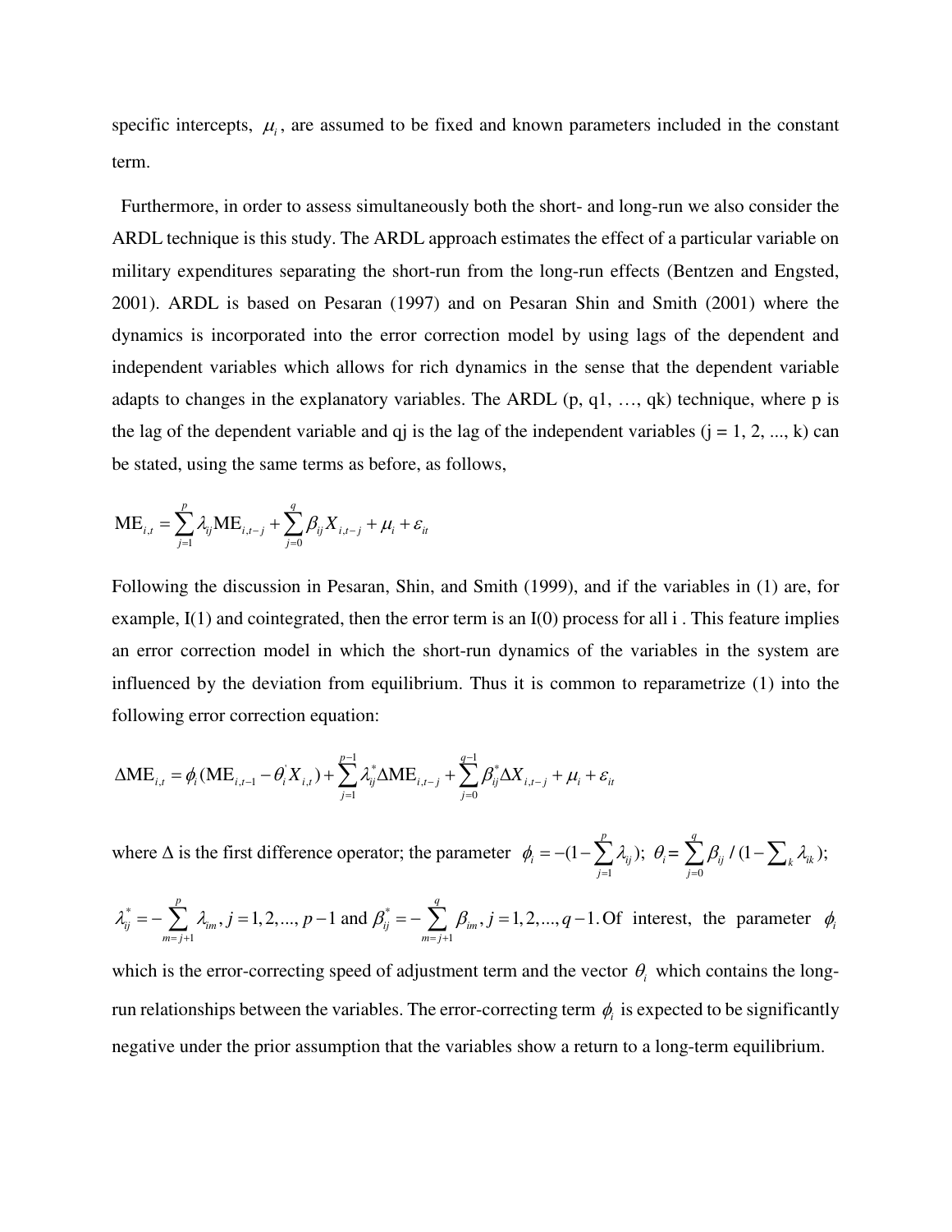specific intercepts, $\mu_i$, are assumed to be fixed and known parameters included in the constant term.

Furthermore, in order to assess simultaneously both the short- and long-run we also consider the ARDL technique is this study. The ARDL approach estimates the effect of a particular variable on military expenditures separating the short-run from the long-run effects (Bentzen and Engsted, 2001). ARDL is based on Pesaran (1997) and on Pesaran Shin and Smith (2001) where the dynamics is incorporated into the error correction model by using lags of the dependent and independent variables which allows for rich dynamics in the sense that the dependent variable adapts to changes in the explanatory variables. The ARDL (p, q1, …, qk) technique, where p is the lag of the dependent variable and qj is the lag of the independent variables (j = 1, 2, ..., k) can be stated, using the same terms as before, as follows,

$$\mathrm{ME}_{i,t} = \sum_{j=1}^{p} \lambda_{ij} \mathrm{ME}_{i,t-j} + \sum_{j=0}^{q} \beta_{ij} X_{i,t-j} + \mu_i + \varepsilon_{it}$$

Following the discussion in Pesaran, Shin, and Smith (1999), and if the variables in (1) are, for example, I(1) and cointegrated, then the error term is an I(0) process for all i . This feature implies an error correction model in which the short-run dynamics of the variables in the system are influenced by the deviation from equilibrium. Thus it is common to reparametrize (1) into the following error correction equation:

$$\Delta \mathrm{ME}_{i,t} = \phi_i (\mathrm{ME}_{i,t-1} - \theta_i^{'} X_{i,t}) + \sum_{j=1}^{p-1} \lambda_{ij}^{*} \Delta \mathrm{ME}_{i,t-j} + \sum_{j=0}^{q-1} \beta_{ij}^{*} \Delta X_{i,t-j} + \mu_i + \varepsilon_{it}$$

where Δ is the first difference operator; the parameter $\phi_i = -(1 - \sum_{j=1}^{p} \lambda_{ij})$; $\theta_i = \sum_{j=0}^{q} \beta_{ij} / (1 - \sum_k \lambda_{ik})$;

$\lambda_{ij}^{*} = -\sum_{m=j+1}^{p} \lambda_{im}, j = 1, 2, ..., p-1$ and $\beta_{ij}^{*} = -\sum_{m=j+1}^{q} \beta_{im}, j = 1, 2, ..., q-1$. Of interest, the parameter $\phi_i$ which is the error-correcting speed of adjustment term and the vector $\theta_i$ which contains the long-run relationships between the variables. The error-correcting term $\phi_i$ is expected to be significantly negative under the prior assumption that the variables show a return to a long-term equilibrium.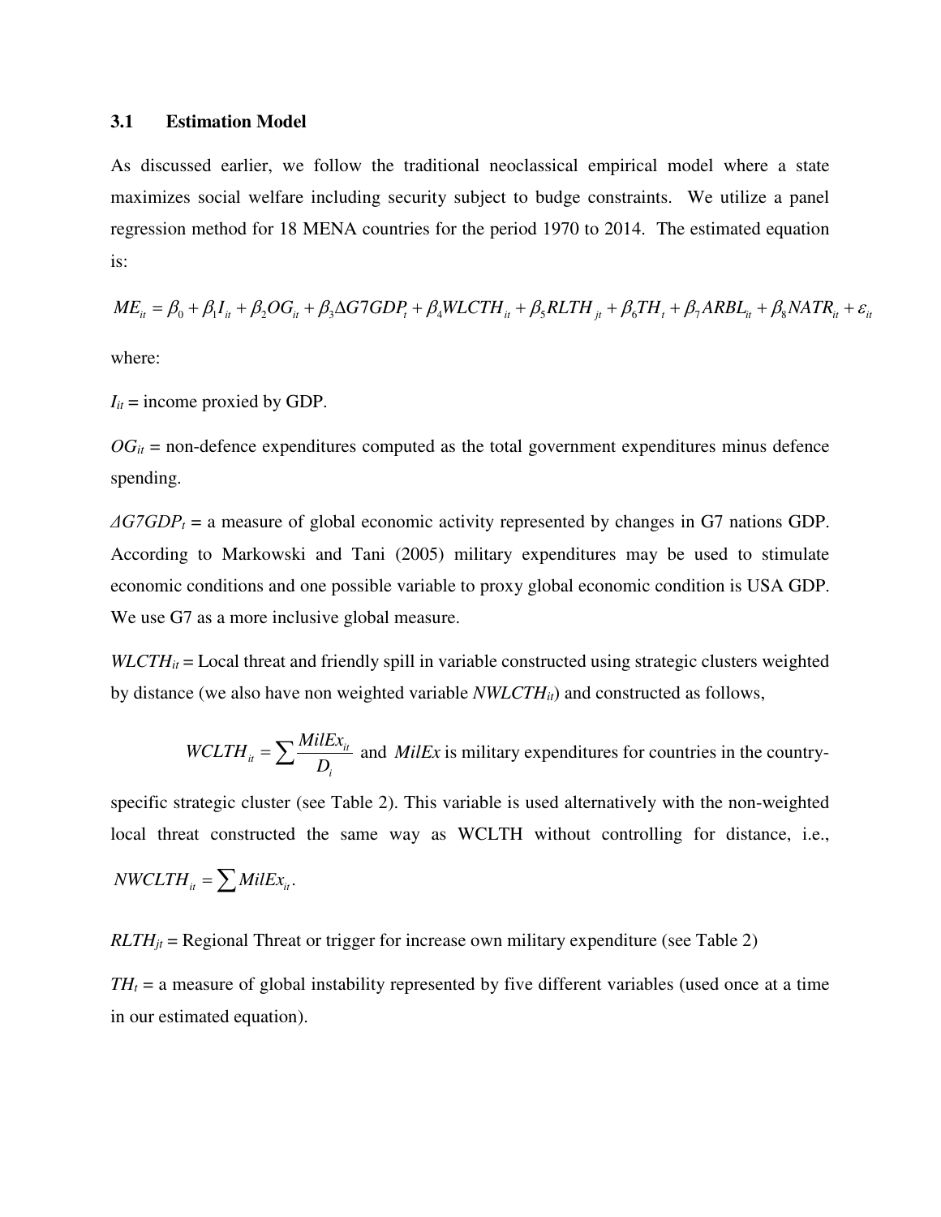### 3.1 Estimation Model

As discussed earlier, we follow the traditional neoclassical empirical model where a state maximizes social welfare including security subject to budge constraints. We utilize a panel regression method for 18 MENA countries for the period 1970 to 2014. The estimated equation is:

$$ME_{it} = \beta_0 + \beta_1 I_{it} + \beta_2 OG_{it} + \beta_3 \Delta G7GDP_t + \beta_4 WLCTH_{it} + \beta_5 RLTH_{jt} + \beta_6 TH_t + \beta_7 ARBL_{it} + \beta_8 NATR_{it} + \varepsilon_{it}$$

where:

$I_{it}$ = income proxied by GDP.

$OG_{it}$ = non-defence expenditures computed as the total government expenditures minus defence spending.

$\Delta G7GDP_t$ = a measure of global economic activity represented by changes in G7 nations GDP. According to Markowski and Tani (2005) military expenditures may be used to stimulate economic conditions and one possible variable to proxy global economic condition is USA GDP. We use G7 as a more inclusive global measure.

$WLCTH_{it}$ = Local threat and friendly spill in variable constructed using strategic clusters weighted by distance (we also have non weighted variable $NWLCTH_{it}$) and constructed as follows,

$WCLTH_{it} = \sum \frac{MilEx_{it}}{D_i}$ and $MilEx$ is military expenditures for countries in the country-specific strategic cluster (see Table 2). This variable is used alternatively with the non-weighted local threat constructed the same way as WCLTH without controlling for distance, i.e., $NWCLTH_{it} = \sum MilEx_{it}$.

$RLTH_{jt}$ = Regional Threat or trigger for increase own military expenditure (see Table 2)

$TH_t$ = a measure of global instability represented by five different variables (used once at a time in our estimated equation).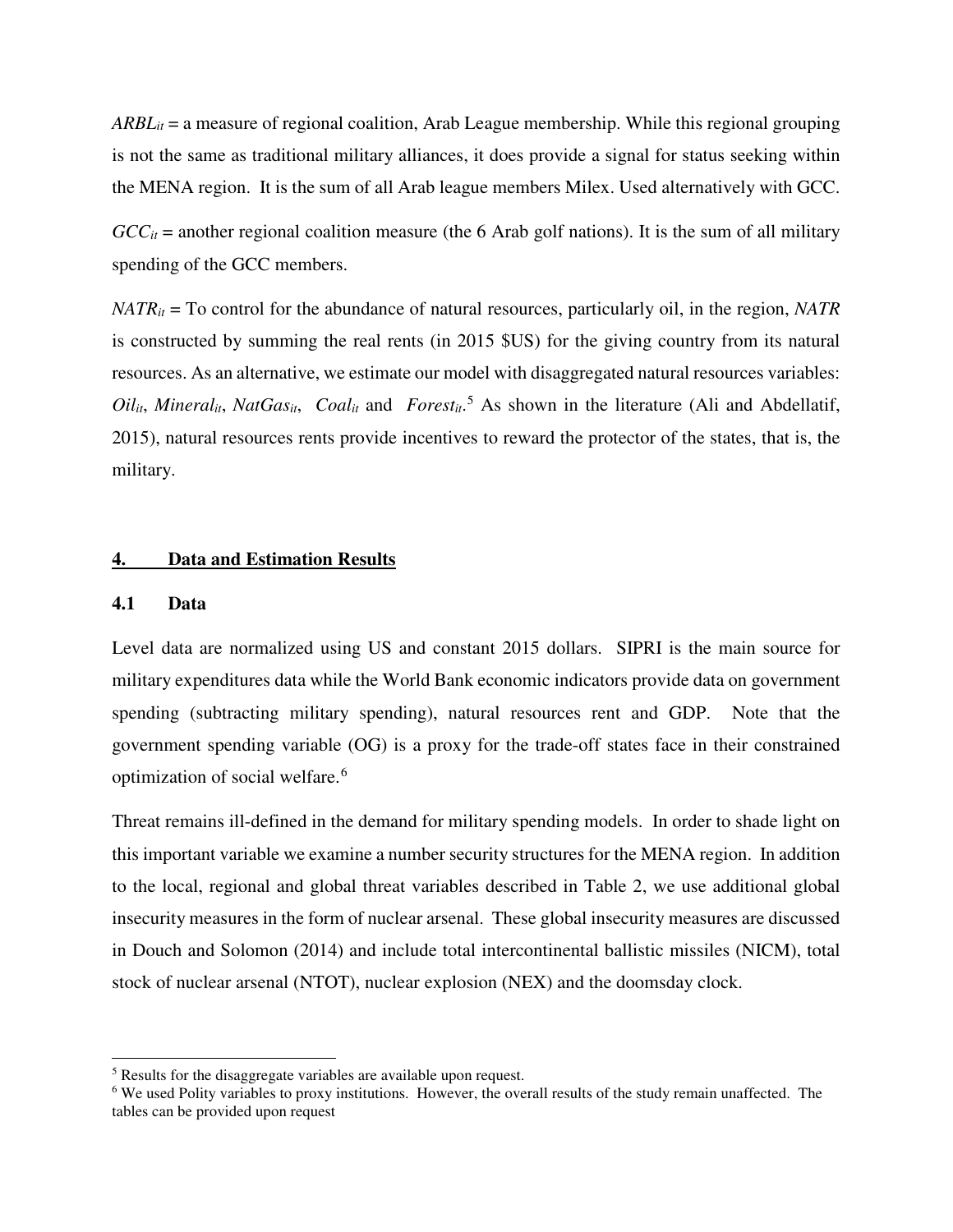$ARBL_{it}$ = a measure of regional coalition, Arab League membership. While this regional grouping is not the same as traditional military alliances, it does provide a signal for status seeking within the MENA region. It is the sum of all Arab league members Milex. Used alternatively with GCC.

$GCC_{it}$ = another regional coalition measure (the 6 Arab golf nations). It is the sum of all military spending of the GCC members.

$NATR_{it}$ = To control for the abundance of natural resources, particularly oil, in the region, *NATR* is constructed by summing the real rents (in 2015 $US) for the giving country from its natural resources. As an alternative, we estimate our model with disaggregated natural resources variables: $Oil_{it}$, $Mineral_{it}$, $NatGas_{it}$, $Coal_{it}$ and $Forest_{it}$.[5] As shown in the literature (Ali and Abdellatif, 2015), natural resources rents provide incentives to reward the protector of the states, that is, the military.

## 4. Data and Estimation Results

### 4.1 Data

Level data are normalized using US and constant 2015 dollars. SIPRI is the main source for military expenditures data while the World Bank economic indicators provide data on government spending (subtracting military spending), natural resources rent and GDP. Note that the government spending variable (OG) is a proxy for the trade-off states face in their constrained optimization of social welfare.[6]

Threat remains ill-defined in the demand for military spending models. In order to shade light on this important variable we examine a number security structures for the MENA region. In addition to the local, regional and global threat variables described in Table 2, we use additional global insecurity measures in the form of nuclear arsenal. These global insecurity measures are discussed in Douch and Solomon (2014) and include total intercontinental ballistic missiles (NICM), total stock of nuclear arsenal (NTOT), nuclear explosion (NEX) and the doomsday clock.

---

[5] Results for the disaggregate variables are available upon request.

[6] We used Polity variables to proxy institutions. However, the overall results of the study remain unaffected. The tables can be provided upon request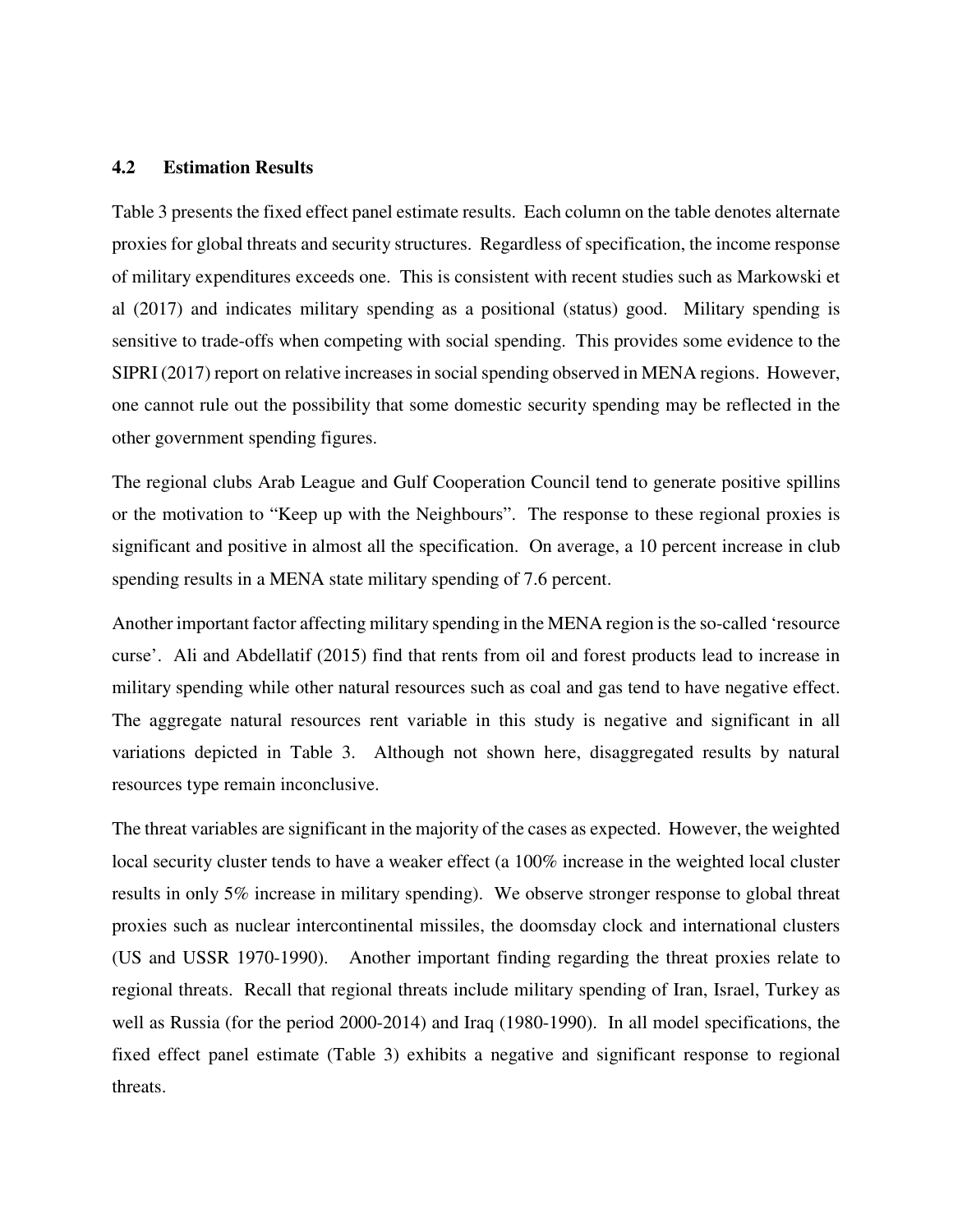### 4.2 Estimation Results

Table 3 presents the fixed effect panel estimate results. Each column on the table denotes alternate proxies for global threats and security structures. Regardless of specification, the income response of military expenditures exceeds one. This is consistent with recent studies such as Markowski et al (2017) and indicates military spending as a positional (status) good. Military spending is sensitive to trade-offs when competing with social spending. This provides some evidence to the SIPRI (2017) report on relative increases in social spending observed in MENA regions. However, one cannot rule out the possibility that some domestic security spending may be reflected in the other government spending figures.

The regional clubs Arab League and Gulf Cooperation Council tend to generate positive spillins or the motivation to "Keep up with the Neighbours". The response to these regional proxies is significant and positive in almost all the specification. On average, a 10 percent increase in club spending results in a MENA state military spending of 7.6 percent.

Another important factor affecting military spending in the MENA region is the so-called 'resource curse'. Ali and Abdellatif (2015) find that rents from oil and forest products lead to increase in military spending while other natural resources such as coal and gas tend to have negative effect. The aggregate natural resources rent variable in this study is negative and significant in all variations depicted in Table 3. Although not shown here, disaggregated results by natural resources type remain inconclusive.

The threat variables are significant in the majority of the cases as expected. However, the weighted local security cluster tends to have a weaker effect (a 100% increase in the weighted local cluster results in only 5% increase in military spending). We observe stronger response to global threat proxies such as nuclear intercontinental missiles, the doomsday clock and international clusters (US and USSR 1970-1990). Another important finding regarding the threat proxies relate to regional threats. Recall that regional threats include military spending of Iran, Israel, Turkey as well as Russia (for the period 2000-2014) and Iraq (1980-1990). In all model specifications, the fixed effect panel estimate (Table 3) exhibits a negative and significant response to regional threats.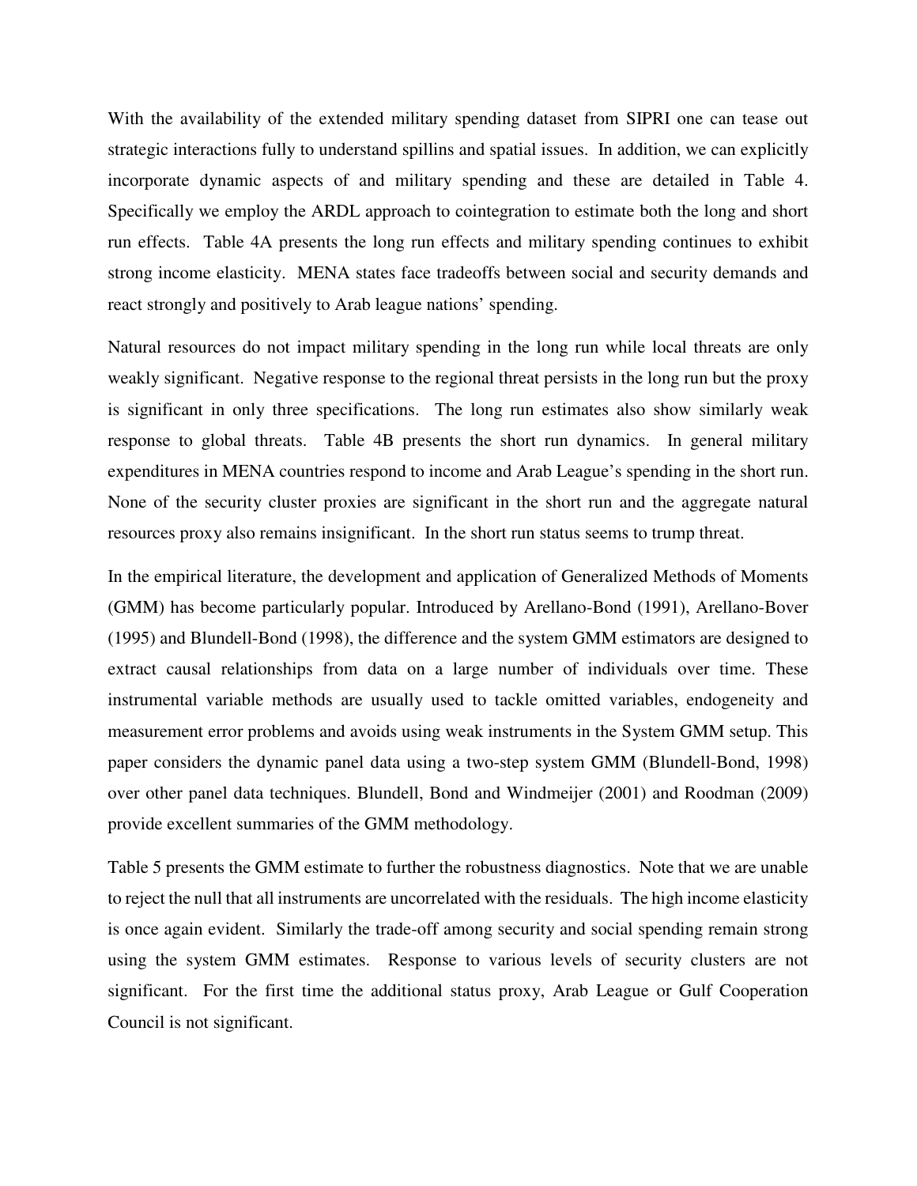With the availability of the extended military spending dataset from SIPRI one can tease out strategic interactions fully to understand spillins and spatial issues. In addition, we can explicitly incorporate dynamic aspects of and military spending and these are detailed in Table 4. Specifically we employ the ARDL approach to cointegration to estimate both the long and short run effects. Table 4A presents the long run effects and military spending continues to exhibit strong income elasticity. MENA states face tradeoffs between social and security demands and react strongly and positively to Arab league nations' spending.

Natural resources do not impact military spending in the long run while local threats are only weakly significant. Negative response to the regional threat persists in the long run but the proxy is significant in only three specifications. The long run estimates also show similarly weak response to global threats. Table 4B presents the short run dynamics. In general military expenditures in MENA countries respond to income and Arab League's spending in the short run. None of the security cluster proxies are significant in the short run and the aggregate natural resources proxy also remains insignificant. In the short run status seems to trump threat.

In the empirical literature, the development and application of Generalized Methods of Moments (GMM) has become particularly popular. Introduced by Arellano-Bond (1991), Arellano-Bover (1995) and Blundell-Bond (1998), the difference and the system GMM estimators are designed to extract causal relationships from data on a large number of individuals over time. These instrumental variable methods are usually used to tackle omitted variables, endogeneity and measurement error problems and avoids using weak instruments in the System GMM setup. This paper considers the dynamic panel data using a two-step system GMM (Blundell-Bond, 1998) over other panel data techniques. Blundell, Bond and Windmeijer (2001) and Roodman (2009) provide excellent summaries of the GMM methodology.

Table 5 presents the GMM estimate to further the robustness diagnostics. Note that we are unable to reject the null that all instruments are uncorrelated with the residuals. The high income elasticity is once again evident. Similarly the trade-off among security and social spending remain strong using the system GMM estimates. Response to various levels of security clusters are not significant. For the first time the additional status proxy, Arab League or Gulf Cooperation Council is not significant.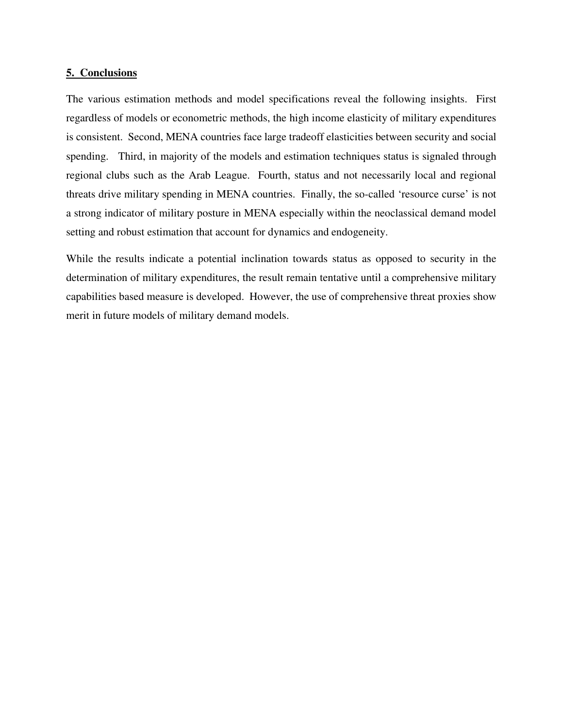## 5. Conclusions

The various estimation methods and model specifications reveal the following insights. First regardless of models or econometric methods, the high income elasticity of military expenditures is consistent. Second, MENA countries face large tradeoff elasticities between security and social spending. Third, in majority of the models and estimation techniques status is signaled through regional clubs such as the Arab League. Fourth, status and not necessarily local and regional threats drive military spending in MENA countries. Finally, the so-called 'resource curse' is not a strong indicator of military posture in MENA especially within the neoclassical demand model setting and robust estimation that account for dynamics and endogeneity.

While the results indicate a potential inclination towards status as opposed to security in the determination of military expenditures, the result remain tentative until a comprehensive military capabilities based measure is developed. However, the use of comprehensive threat proxies show merit in future models of military demand models.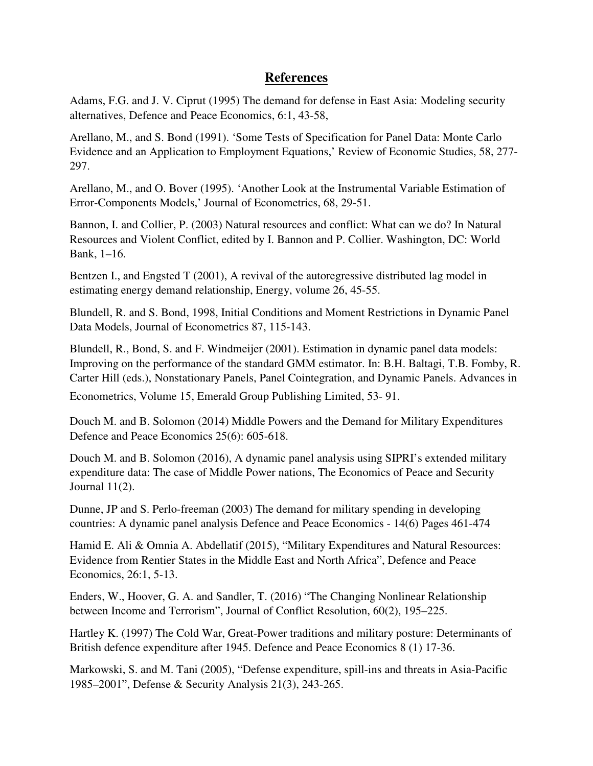## References

Adams, F.G. and J. V. Ciprut (1995) The demand for defense in East Asia: Modeling security alternatives, Defence and Peace Economics, 6:1, 43-58,

Arellano, M., and S. Bond (1991). 'Some Tests of Specification for Panel Data: Monte Carlo Evidence and an Application to Employment Equations,' Review of Economic Studies, 58, 277-297.

Arellano, M., and O. Bover (1995). 'Another Look at the Instrumental Variable Estimation of Error-Components Models,' Journal of Econometrics, 68, 29-51.

Bannon, I. and Collier, P. (2003) Natural resources and conflict: What can we do? In Natural Resources and Violent Conflict, edited by I. Bannon and P. Collier. Washington, DC: World Bank, 1–16.

Bentzen I., and Engsted T (2001), A revival of the autoregressive distributed lag model in estimating energy demand relationship, Energy, volume 26, 45-55.

Blundell, R. and S. Bond, 1998, Initial Conditions and Moment Restrictions in Dynamic Panel Data Models, Journal of Econometrics 87, 115-143.

Blundell, R., Bond, S. and F. Windmeijer (2001). Estimation in dynamic panel data models: Improving on the performance of the standard GMM estimator. In: B.H. Baltagi, T.B. Fomby, R. Carter Hill (eds.), Nonstationary Panels, Panel Cointegration, and Dynamic Panels. Advances in Econometrics, Volume 15, Emerald Group Publishing Limited, 53- 91.

Douch M. and B. Solomon (2014) Middle Powers and the Demand for Military Expenditures Defence and Peace Economics 25(6): 605-618.

Douch M. and B. Solomon (2016), A dynamic panel analysis using SIPRI's extended military expenditure data: The case of Middle Power nations, The Economics of Peace and Security Journal 11(2).

Dunne, JP and S. Perlo-freeman (2003) The demand for military spending in developing countries: A dynamic panel analysis Defence and Peace Economics - 14(6) Pages 461-474

Hamid E. Ali & Omnia A. Abdellatif (2015), "Military Expenditures and Natural Resources: Evidence from Rentier States in the Middle East and North Africa", Defence and Peace Economics, 26:1, 5-13.

Enders, W., Hoover, G. A. and Sandler, T. (2016) "The Changing Nonlinear Relationship between Income and Terrorism", Journal of Conflict Resolution, 60(2), 195–225.

Hartley K. (1997) The Cold War, Great-Power traditions and military posture: Determinants of British defence expenditure after 1945. Defence and Peace Economics 8 (1) 17-36.

Markowski, S. and M. Tani (2005), "Defense expenditure, spill-ins and threats in Asia-Pacific 1985–2001", Defense & Security Analysis 21(3), 243-265.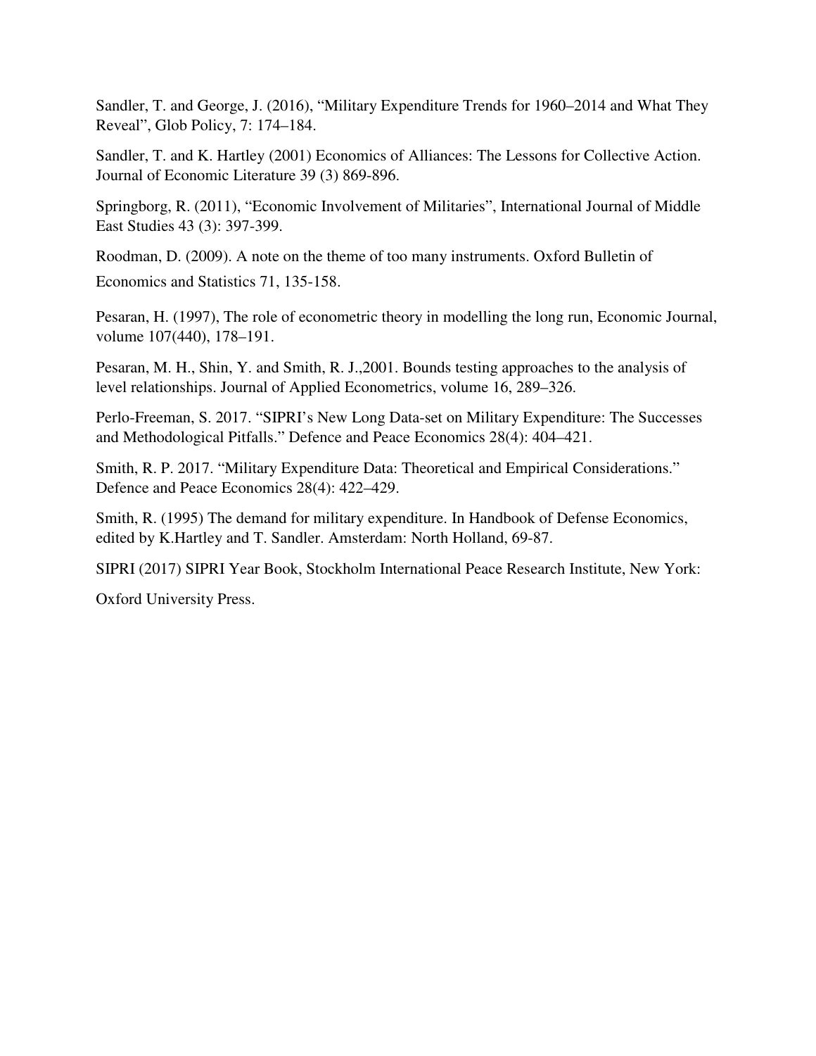Sandler, T. and George, J. (2016), “Military Expenditure Trends for 1960–2014 and What They Reveal”, Glob Policy, 7: 174–184.

Sandler, T. and K. Hartley (2001) Economics of Alliances: The Lessons for Collective Action. Journal of Economic Literature 39 (3) 869-896.

Springborg, R. (2011), “Economic Involvement of Militaries”, International Journal of Middle East Studies 43 (3): 397-399.

Roodman, D. (2009). A note on the theme of too many instruments. Oxford Bulletin of Economics and Statistics 71, 135-158.

Pesaran, H. (1997), The role of econometric theory in modelling the long run, Economic Journal, volume 107(440), 178–191.

Pesaran, M. H., Shin, Y. and Smith, R. J.,2001. Bounds testing approaches to the analysis of level relationships. Journal of Applied Econometrics, volume 16, 289–326.

Perlo-Freeman, S. 2017. “SIPRI’s New Long Data-set on Military Expenditure: The Successes and Methodological Pitfalls.” Defence and Peace Economics 28(4): 404–421.

Smith, R. P. 2017. “Military Expenditure Data: Theoretical and Empirical Considerations.” Defence and Peace Economics 28(4): 422–429.

Smith, R. (1995) The demand for military expenditure. In Handbook of Defense Economics, edited by K.Hartley and T. Sandler. Amsterdam: North Holland, 69-87.

SIPRI (2017) SIPRI Year Book, Stockholm International Peace Research Institute, New York: Oxford University Press.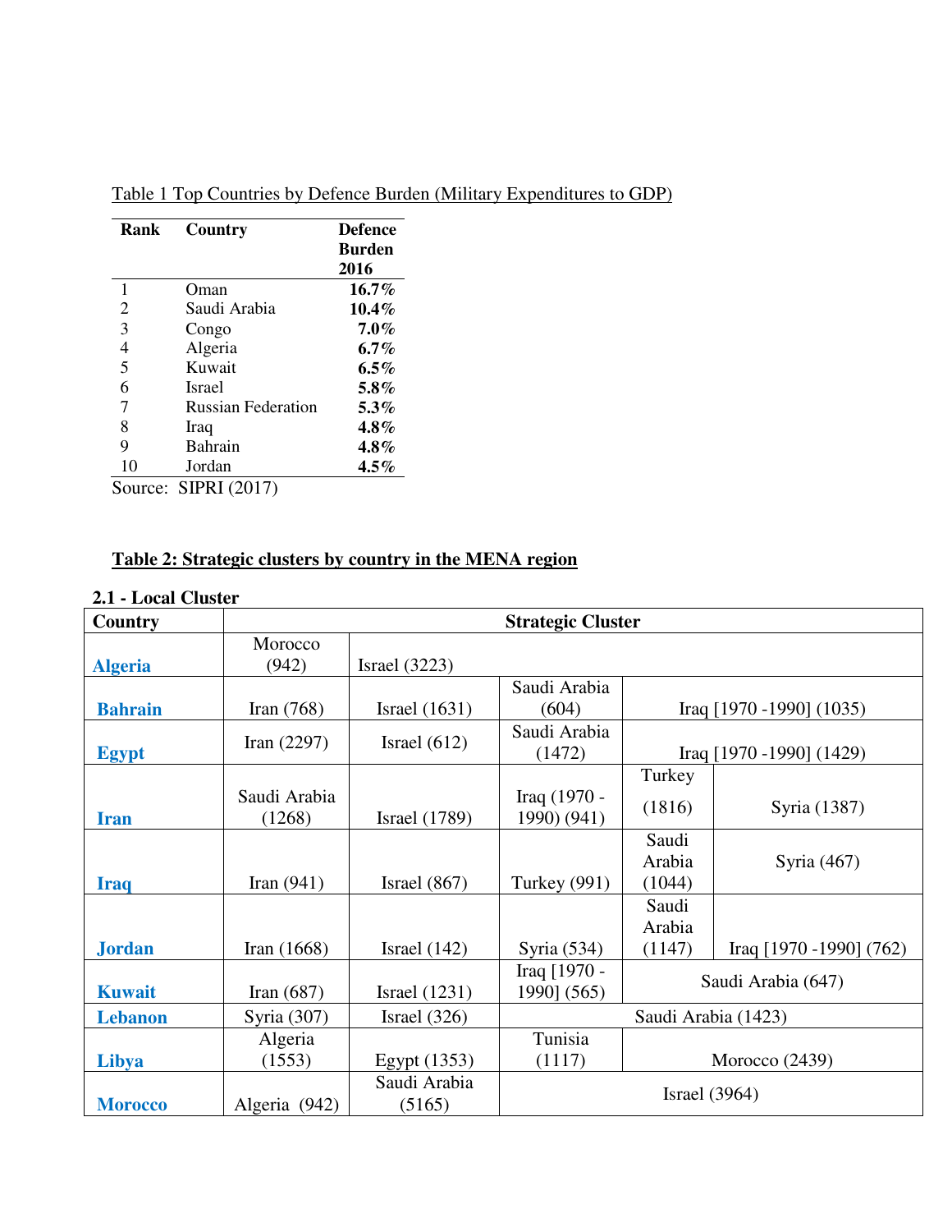Table 1 Top Countries by Defence Burden (Military Expenditures to GDP)

| Rank | Country | Defence Burden 2016 |
|---|---|---|
| 1 | Oman | **16.7%** |
| 2 | Saudi Arabia | **10.4%** |
| 3 | Congo | **7.0%** |
| 4 | Algeria | **6.7%** |
| 5 | Kuwait | **6.5%** |
| 6 | Israel | **5.8%** |
| 7 | Russian Federation | **5.3%** |
| 8 | Iraq | **4.8%** |
| 9 | Bahrain | **4.8%** |
| 10 | Jordan | **4.5%** |

Source: SIPRI (2017)

**Table 2: Strategic clusters by country in the MENA region**

**2.1 - Local Cluster**

| Country | Strategic Cluster | | | | |
|---|---|---|---|---|---|
| **Algeria** | Morocco (942) | Israel (3223) | | | |
| **Bahrain** | Iran (768) | Israel (1631) | Saudi Arabia (604) | Iraq [1970 -1990] (1035) | |
| **Egypt** | Iran (2297) | Israel (612) | Saudi Arabia (1472) | Iraq [1970 -1990] (1429) | |
| **Iran** | Saudi Arabia (1268) | Israel (1789) | Iraq (1970 - 1990) (941) | Turkey (1816) | Syria (1387) |
| **Iraq** | Iran (941) | Israel (867) | Turkey (991) | Saudi Arabia (1044) | Syria (467) |
| **Jordan** | Iran (1668) | Israel (142) | Syria (534) | Saudi Arabia (1147) | Iraq [1970 -1990] (762) |
| **Kuwait** | Iran (687) | Israel (1231) | Iraq [1970 - 1990] (565) | Saudi Arabia (647) | |
| **Lebanon** | Syria (307) | Israel (326) | Saudi Arabia (1423) | | |
| **Libya** | Algeria (1553) | Egypt (1353) | Tunisia (1117) | Morocco (2439) | |
| **Morocco** | Algeria (942) | Saudi Arabia (5165) | Israel (3964) | | |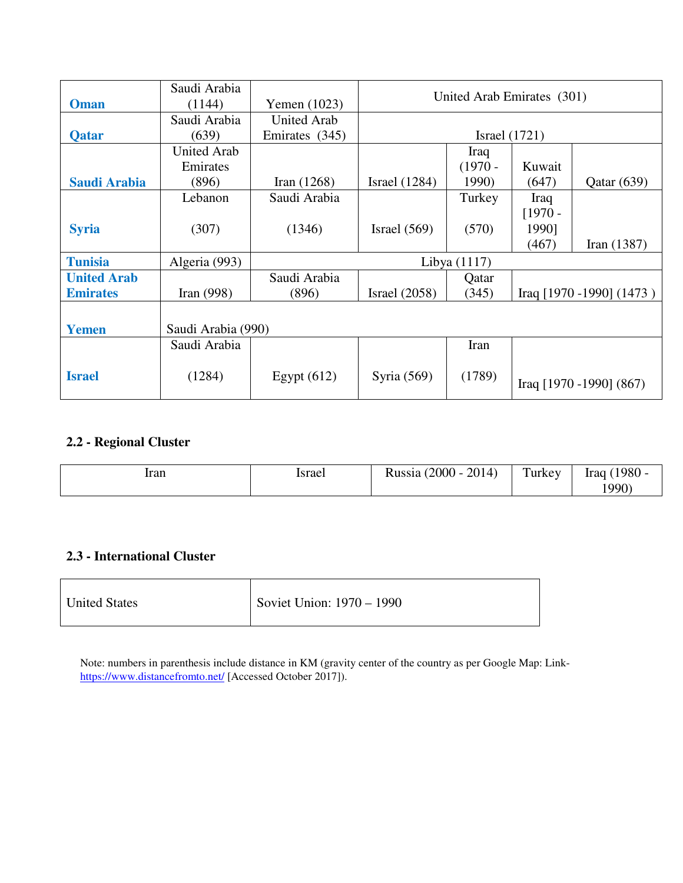| | | | | | | |
|---|---|---|---|---|---|---|
| **Oman** | Saudi Arabia (1144) | Yemen (1023) | United Arab Emirates (301) | | | |
| **Qatar** | Saudi Arabia (639) | United Arab Emirates (345) | Israel (1721) | | | |
| **Saudi Arabia** | United Arab Emirates (896) | Iran (1268) | Israel (1284) | Iraq (1970 - 1990) | Kuwait (647) | Qatar (639) |
| **Syria** | Lebanon (307) | Saudi Arabia (1346) | Israel (569) | Turkey (570) | Iraq [1970 - 1990] (467) | Iran (1387) |
| **Tunisia** | Algeria (993) | Libya (1117) | | | | |
| **United Arab Emirates** | Iran (998) | Saudi Arabia (896) | Israel (2058) | Qatar (345) | Iraq [1970 -1990] (1473 ) | |
| **Yemen** | Saudi Arabia (990) | | | | | |
| **Israel** | Saudi Arabia (1284) | Egypt (612) | Syria (569) | Iran (1789) | Iraq [1970 -1990] (867) | |

**2.2 - Regional Cluster**

| | | | | |
|---|---|---|---|---|
| Iran | Israel | Russia (2000 - 2014) | Turkey | Iraq (1980 - 1990) |

**2.3 - International Cluster**

| | |
|---|---|
| United States | Soviet Union: 1970 – 1990 |

Note: numbers in parenthesis include distance in KM (gravity center of the country as per Google Map: Link- https://www.distancefromto.net/ [Accessed October 2017]).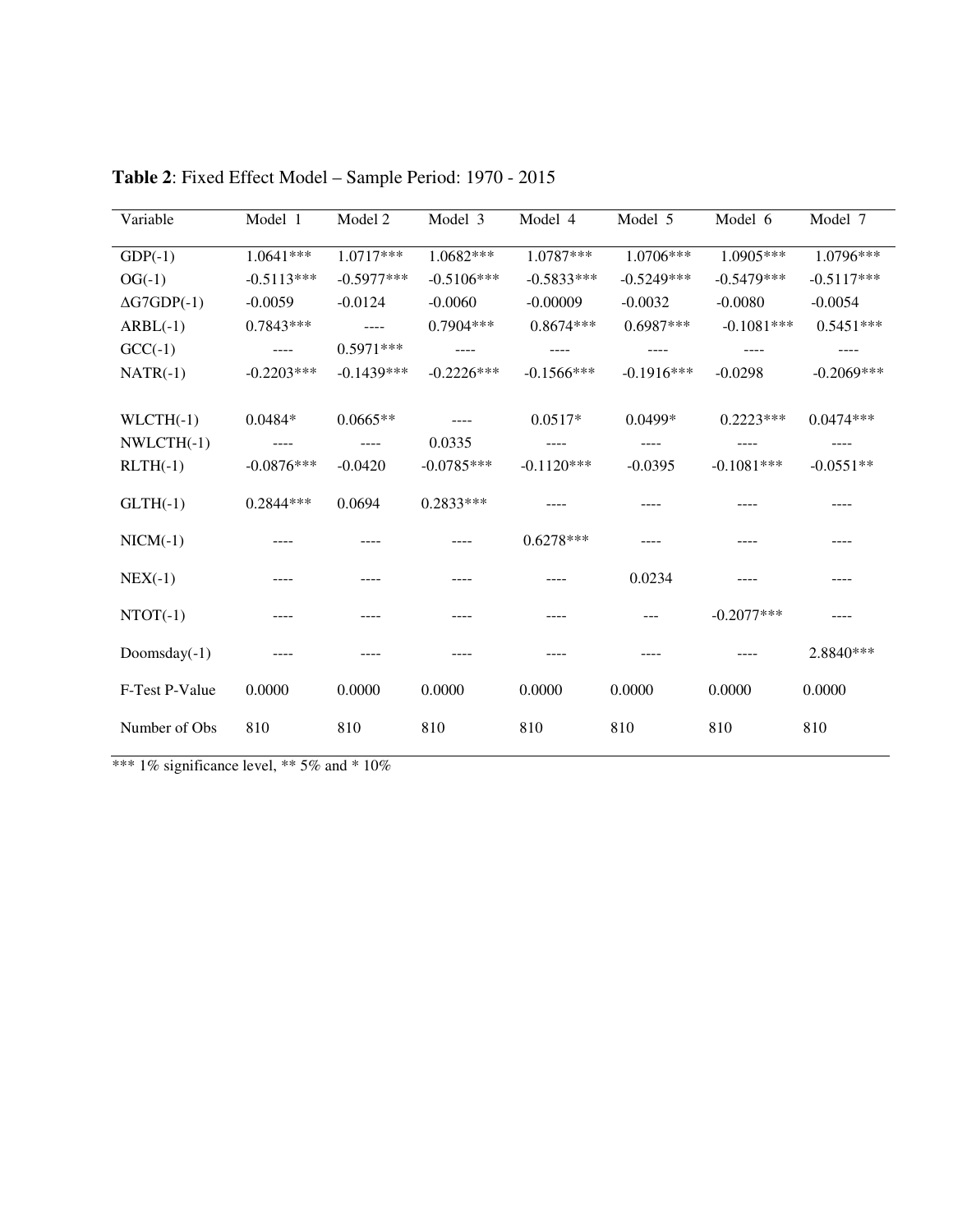**Table 2**: Fixed Effect Model – Sample Period: 1970 - 2015

| Variable | Model 1 | Model 2 | Model 3 | Model 4 | Model 5 | Model 6 | Model 7 |
|---|---|---|---|---|---|---|---|
| GDP(-1) | 1.0641*** | 1.0717*** | 1.0682*** | 1.0787*** | 1.0706*** | 1.0905*** | 1.0796*** |
| OG(-1) | -0.5113*** | -0.5977*** | -0.5106*** | -0.5833*** | -0.5249*** | -0.5479*** | -0.5117*** |
| ΔG7GDP(-1) | -0.0059 | -0.0124 | -0.0060 | -0.00009 | -0.0032 | -0.0080 | -0.0054 |
| ARBL(-1) | 0.7843*** | ---- | 0.7904*** | 0.8674*** | 0.6987*** | -0.1081*** | 0.5451*** |
| GCC(-1) | ---- | 0.5971*** | ---- | ---- | ---- | ---- | ---- |
| NATR(-1) | -0.2203*** | -0.1439*** | -0.2226*** | -0.1566*** | -0.1916*** | -0.0298 | -0.2069*** |
| WLCTH(-1) | 0.0484* | 0.0665** | ---- | 0.0517* | 0.0499* | 0.2223*** | 0.0474*** |
| NWLCTH(-1) | ---- | ---- | 0.0335 | ---- | ---- | ---- | ---- |
| RLTH(-1) | -0.0876*** | -0.0420 | -0.0785*** | -0.1120*** | -0.0395 | -0.1081*** | -0.0551** |
| GLTH(-1) | 0.2844*** | 0.0694 | 0.2833*** | ---- | ---- | ---- | ---- |
| NICM(-1) | ---- | ---- | ---- | 0.6278*** | ---- | ---- | ---- |
| NEX(-1) | ---- | ---- | ---- | ---- | 0.0234 | ---- | ---- |
| NTOT(-1) | ---- | ---- | ---- | ---- | --- | -0.2077*** | ---- |
| Doomsday(-1) | ---- | ---- | ---- | ---- | ---- | ---- | 2.8840*** |
| F-Test P-Value | 0.0000 | 0.0000 | 0.0000 | 0.0000 | 0.0000 | 0.0000 | 0.0000 |
| Number of Obs | 810 | 810 | 810 | 810 | 810 | 810 | 810 |

*** 1% significance level, ** 5% and * 10%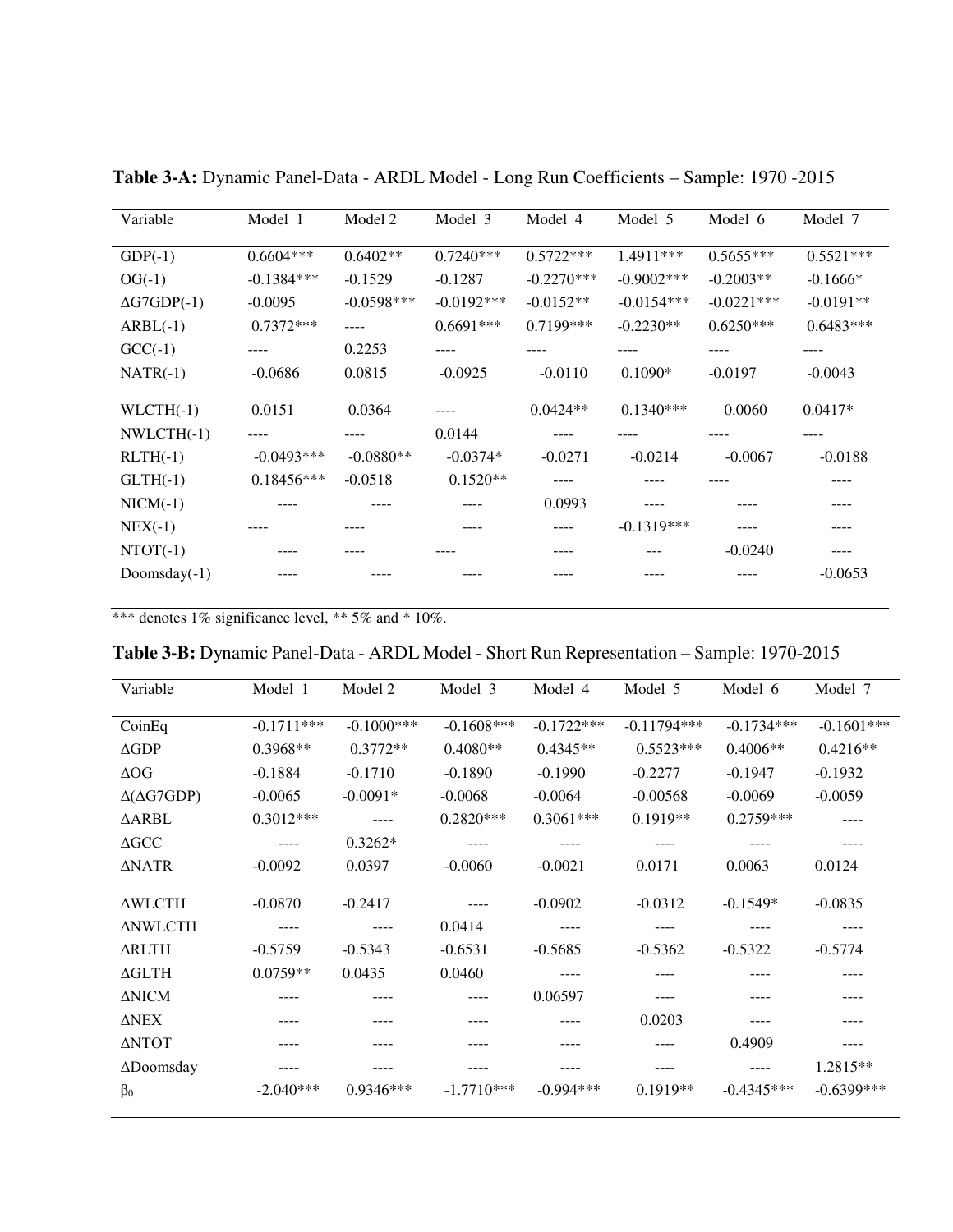**Table 3-A:** Dynamic Panel-Data - ARDL Model - Long Run Coefficients – Sample: 1970 -2015

| Variable | Model 1 | Model 2 | Model 3 | Model 4 | Model 5 | Model 6 | Model 7 |
|---|---|---|---|---|---|---|---|
| GDP(-1) | 0.6604*** | 0.6402** | 0.7240*** | 0.5722*** | 1.4911*** | 0.5655*** | 0.5521*** |
| OG(-1) | -0.1384*** | -0.1529 | -0.1287 | -0.2270*** | -0.9002*** | -0.2003** | -0.1666* |
| ΔG7GDP(-1) | -0.0095 | -0.0598*** | -0.0192*** | -0.0152** | -0.0154*** | -0.0221*** | -0.0191** |
| ARBL(-1) | 0.7372*** | ---- | 0.6691*** | 0.7199*** | -0.2230** | 0.6250*** | 0.6483*** |
| GCC(-1) | ---- | 0.2253 | ---- | ---- | ---- | ---- | ---- |
| NATR(-1) | -0.0686 | 0.0815 | -0.0925 | -0.0110 | 0.1090* | -0.0197 | -0.0043 |
| WLCTH(-1) | 0.0151 | 0.0364 | ---- | 0.0424** | 0.1340*** | 0.0060 | 0.0417* |
| NWLCTH(-1) | ---- | ---- | 0.0144 | ---- | ---- | ---- | ---- |
| RLTH(-1) | -0.0493*** | -0.0880** | -0.0374* | -0.0271 | -0.0214 | -0.0067 | -0.0188 |
| GLTH(-1) | 0.18456*** | -0.0518 | 0.1520** | ---- | ---- | ---- | ---- |
| NICM(-1) | ---- | ---- | ---- | 0.0993 | ---- | ---- | ---- |
| NEX(-1) | ---- | ---- | ---- | ---- | -0.1319*** | ---- | ---- |
| NTOT(-1) | ---- | ---- | ---- | ---- | --- | -0.0240 | ---- |
| Doomsday(-1) | ---- | ---- | ---- | ---- | ---- | ---- | -0.0653 |

*** denotes 1% significance level, ** 5% and * 10%.

**Table 3-B:** Dynamic Panel-Data - ARDL Model - Short Run Representation – Sample: 1970-2015

| Variable | Model 1 | Model 2 | Model 3 | Model 4 | Model 5 | Model 6 | Model 7 |
|---|---|---|---|---|---|---|---|
| CoinEq | -0.1711*** | -0.1000*** | -0.1608*** | -0.1722*** | -0.11794*** | -0.1734*** | -0.1601*** |
| ΔGDP | 0.3968** | 0.3772** | 0.4080** | 0.4345** | 0.5523*** | 0.4006** | 0.4216** |
| ΔOG | -0.1884 | -0.1710 | -0.1890 | -0.1990 | -0.2277 | -0.1947 | -0.1932 |
| Δ(ΔG7GDP) | -0.0065 | -0.0091* | -0.0068 | -0.0064 | -0.00568 | -0.0069 | -0.0059 |
| ΔARBL | 0.3012*** | ---- | 0.2820*** | 0.3061*** | 0.1919** | 0.2759*** | ---- |
| ΔGCC | ---- | 0.3262* | ---- | ---- | ---- | ---- | ---- |
| ΔNATR | -0.0092 | 0.0397 | -0.0060 | -0.0021 | 0.0171 | 0.0063 | 0.0124 |
| ΔWLCTH | -0.0870 | -0.2417 | ---- | -0.0902 | -0.0312 | -0.1549* | -0.0835 |
| ΔNWLCTH | ---- | ---- | 0.0414 | ---- | ---- | ---- | ---- |
| ΔRLTH | -0.5759 | -0.5343 | -0.6531 | -0.5685 | -0.5362 | -0.5322 | -0.5774 |
| ΔGLTH | 0.0759** | 0.0435 | 0.0460 | ---- | ---- | ---- | ---- |
| ΔNICM | ---- | ---- | ---- | 0.06597 | ---- | ---- | ---- |
| ΔNEX | ---- | ---- | ---- | ---- | 0.0203 | ---- | ---- |
| ΔNTOT | ---- | ---- | ---- | ---- | ---- | 0.4909 | ---- |
| ΔDoomsday | ---- | ---- | ---- | ---- | ---- | ---- | 1.2815** |
| $\beta_0$ | -2.040*** | 0.9346*** | -1.7710*** | -0.994*** | 0.1919** | -0.4345*** | -0.6399*** |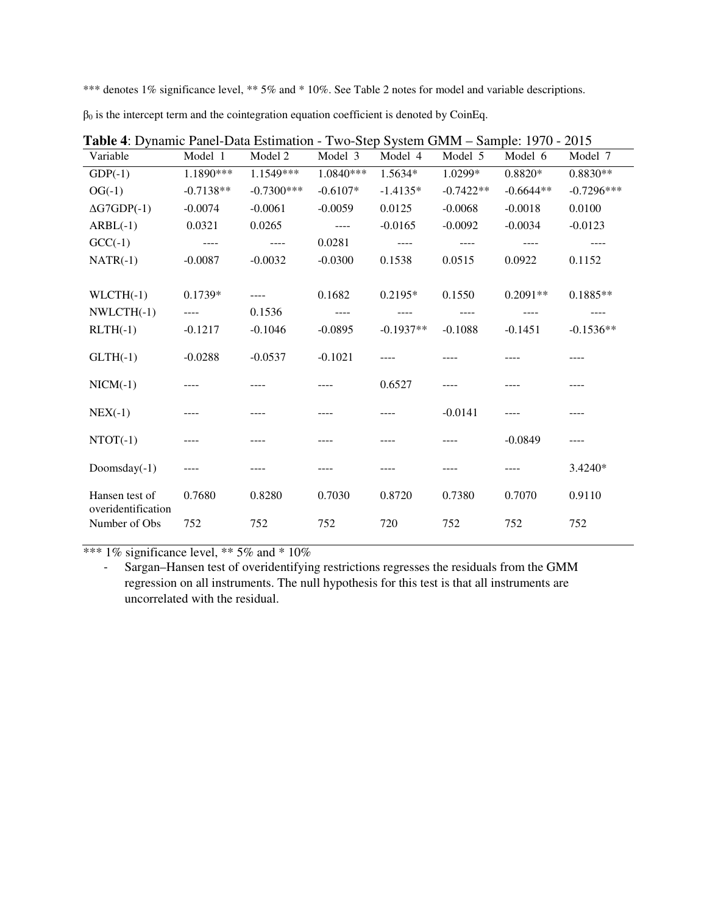*** denotes 1% significance level, ** 5% and * 10%. See Table 2 notes for model and variable descriptions.

$\beta_0$ is the intercept term and the cointegration equation coefficient is denoted by CoinEq.

**Table 4**: Dynamic Panel-Data Estimation - Two-Step System GMM – Sample: 1970 - 2015

| Variable | Model 1 | Model 2 | Model 3 | Model 4 | Model 5 | Model 6 | Model 7 |
|---|---|---|---|---|---|---|---|
| GDP(-1) | 1.1890*** | 1.1549*** | 1.0840*** | 1.5634* | 1.0299* | 0.8820* | 0.8830** |
| OG(-1) | -0.7138** | -0.7300*** | -0.6107* | -1.4135* | -0.7422** | -0.6644** | -0.7296*** |
| ΔG7GDP(-1) | -0.0074 | -0.0061 | -0.0059 | 0.0125 | -0.0068 | -0.0018 | 0.0100 |
| ARBL(-1) | 0.0321 | 0.0265 | ---- | -0.0165 | -0.0092 | -0.0034 | -0.0123 |
| GCC(-1) | ---- | ---- | 0.0281 | ---- | ---- | ---- | ---- |
| NATR(-1) | -0.0087 | -0.0032 | -0.0300 | 0.1538 | 0.0515 | 0.0922 | 0.1152 |
| WLCTH(-1) | 0.1739* | ---- | 0.1682 | 0.2195* | 0.1550 | 0.2091** | 0.1885** |
| NWLCTH(-1) | ---- | 0.1536 | ---- | ---- | ---- | ---- | ---- |
| RLTH(-1) | -0.1217 | -0.1046 | -0.0895 | -0.1937** | -0.1088 | -0.1451 | -0.1536** |
| GLTH(-1) | -0.0288 | -0.0537 | -0.1021 | ---- | ---- | ---- | ---- |
| NICM(-1) | ---- | ---- | ---- | 0.6527 | ---- | ---- | ---- |
| NEX(-1) | ---- | ---- | ---- | ---- | -0.0141 | ---- | ---- |
| NTOT(-1) | ---- | ---- | ---- | ---- | ---- | -0.0849 | ---- |
| Doomsday(-1) | ---- | ---- | ---- | ---- | ---- | ---- | 3.4240* |
| Hansen test of overidentification | 0.7680 | 0.8280 | 0.7030 | 0.8720 | 0.7380 | 0.7070 | 0.9110 |
| Number of Obs | 752 | 752 | 752 | 720 | 752 | 752 | 752 |

*** 1% significance level, ** 5% and * 10%

- Sargan–Hansen test of overidentifying restrictions regresses the residuals from the GMM regression on all instruments. The null hypothesis for this test is that all instruments are uncorrelated with the residual.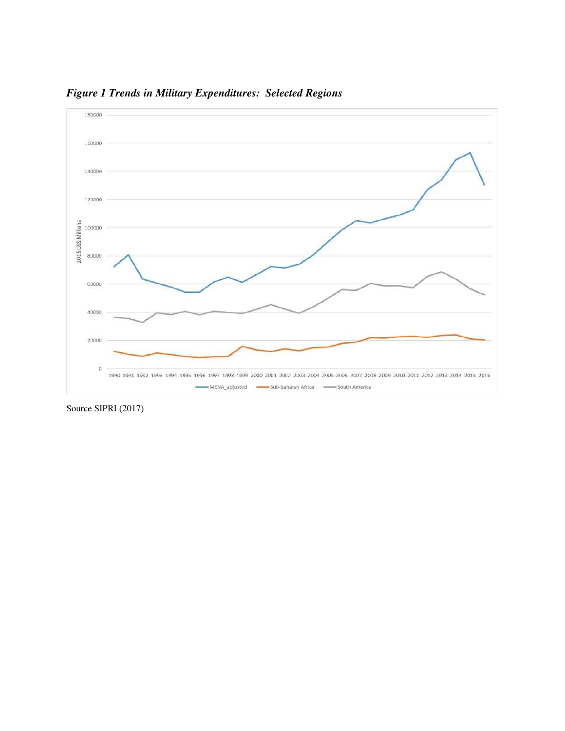*Figure 1 Trends in Military Expenditures: Selected Regions*

180000
160000
140000
120000
100000
80000
60000
40000
20000
0

2015 US$ Millions

1990 1991 1992 1993 1994 1995 1996 1997 1998 1999 2000 2001 2002 2003 2004 2005 2006 2007 2008 2009 2010 2011 2012 2013 2014 2015 2016

MENA_adjusted
Sub-Saharan Africa
South America

Source SIPRI (2017)